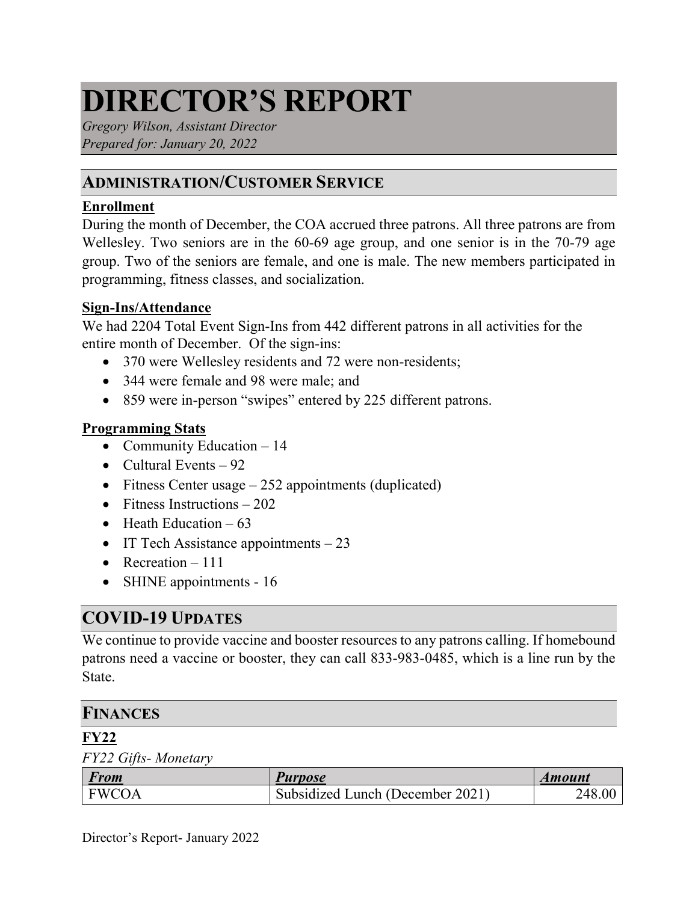# DIRECTOR'S REPORT

*Gregory Wilson, Assistant Director*
*Prepared for: January 20, 2022*

## ADMINISTRATION/CUSTOMER SERVICE

### Enrollment

During the month of December, the COA accrued three patrons. All three patrons are from Wellesley. Two seniors are in the 60-69 age group, and one senior is in the 70-79 age group. Two of the seniors are female, and one is male. The new members participated in programming, fitness classes, and socialization.

### Sign-Ins/Attendance

We had 2204 Total Event Sign-Ins from 442 different patrons in all activities for the entire month of December. Of the sign-ins:

- 370 were Wellesley residents and 72 were non-residents;
- 344 were female and 98 were male; and
- 859 were in-person "swipes" entered by 225 different patrons.

### Programming Stats

- Community Education – 14
- Cultural Events – 92
- Fitness Center usage – 252 appointments (duplicated)
- Fitness Instructions – 202
- Heath Education – 63
- IT Tech Assistance appointments – 23
- Recreation – 111
- SHINE appointments - 16

## COVID-19 UPDATES

We continue to provide vaccine and booster resources to any patrons calling. If homebound patrons need a vaccine or booster, they can call 833-983-0485, which is a line run by the State.

## FINANCES

### FY22

*FY22 Gifts- Monetary*

| From | Purpose | Amount |
|---|---|---|
| FWCOA | Subsidized Lunch (December 2021) | 248.00 |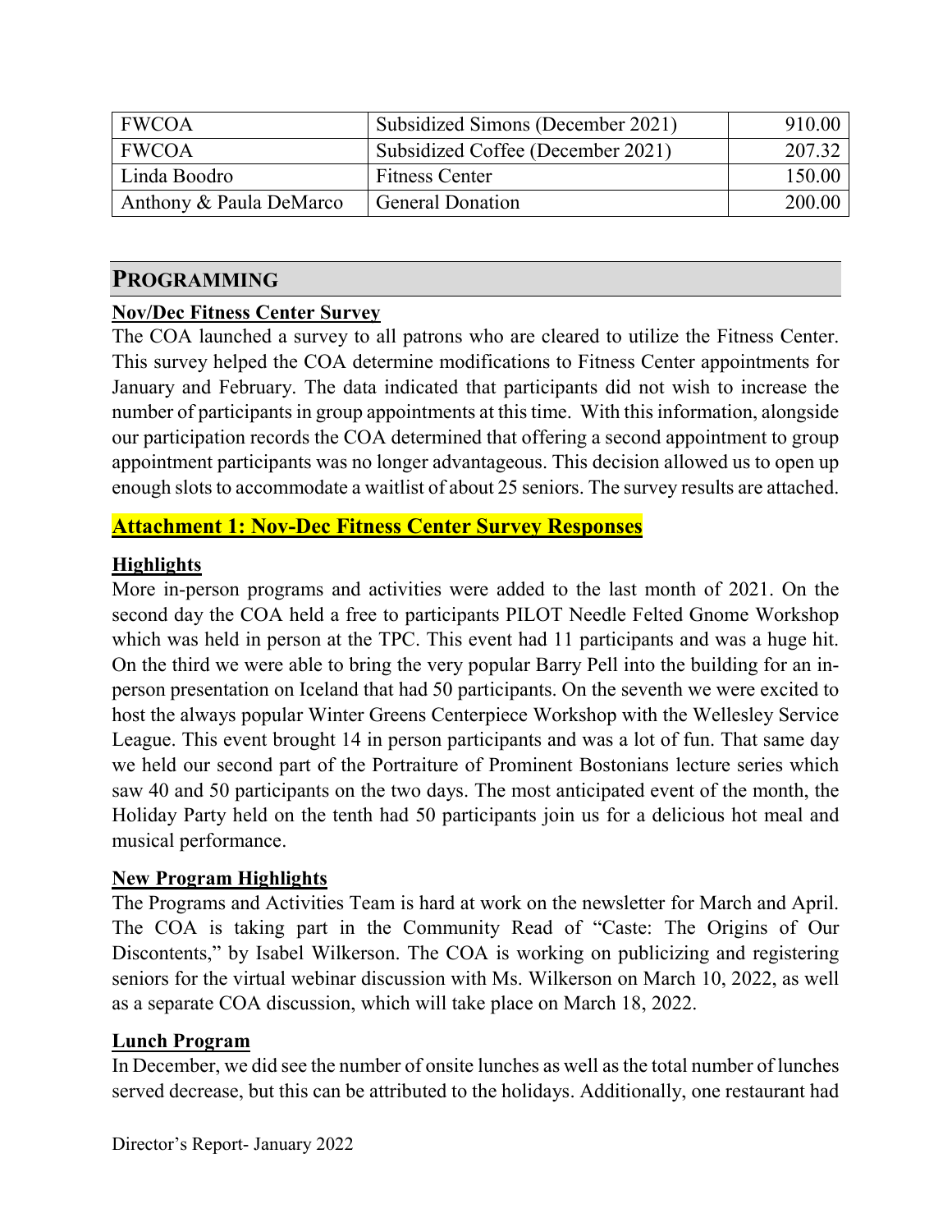| FWCOA | Subsidized Simons (December 2021) | 910.00 |
|---|---|---|
| FWCOA | Subsidized Coffee (December 2021) | 207.32 |
| Linda Boodro | Fitness Center | 150.00 |
| Anthony & Paula DeMarco | General Donation | 200.00 |

## PROGRAMMING

**Nov/Dec Fitness Center Survey**

The COA launched a survey to all patrons who are cleared to utilize the Fitness Center. This survey helped the COA determine modifications to Fitness Center appointments for January and February. The data indicated that participants did not wish to increase the number of participants in group appointments at this time. With this information, alongside our participation records the COA determined that offering a second appointment to group appointment participants was no longer advantageous. This decision allowed us to open up enough slots to accommodate a waitlist of about 25 seniors. The survey results are attached.

**Attachment 1: Nov-Dec Fitness Center Survey Responses**

**Highlights**

More in-person programs and activities were added to the last month of 2021. On the second day the COA held a free to participants PILOT Needle Felted Gnome Workshop which was held in person at the TPC. This event had 11 participants and was a huge hit. On the third we were able to bring the very popular Barry Pell into the building for an in-person presentation on Iceland that had 50 participants. On the seventh we were excited to host the always popular Winter Greens Centerpiece Workshop with the Wellesley Service League. This event brought 14 in person participants and was a lot of fun. That same day we held our second part of the Portraiture of Prominent Bostonians lecture series which saw 40 and 50 participants on the two days. The most anticipated event of the month, the Holiday Party held on the tenth had 50 participants join us for a delicious hot meal and musical performance.

**New Program Highlights**

The Programs and Activities Team is hard at work on the newsletter for March and April. The COA is taking part in the Community Read of "Caste: The Origins of Our Discontents," by Isabel Wilkerson. The COA is working on publicizing and registering seniors for the virtual webinar discussion with Ms. Wilkerson on March 10, 2022, as well as a separate COA discussion, which will take place on March 18, 2022.

**Lunch Program**

In December, we did see the number of onsite lunches as well as the total number of lunches served decrease, but this can be attributed to the holidays. Additionally, one restaurant had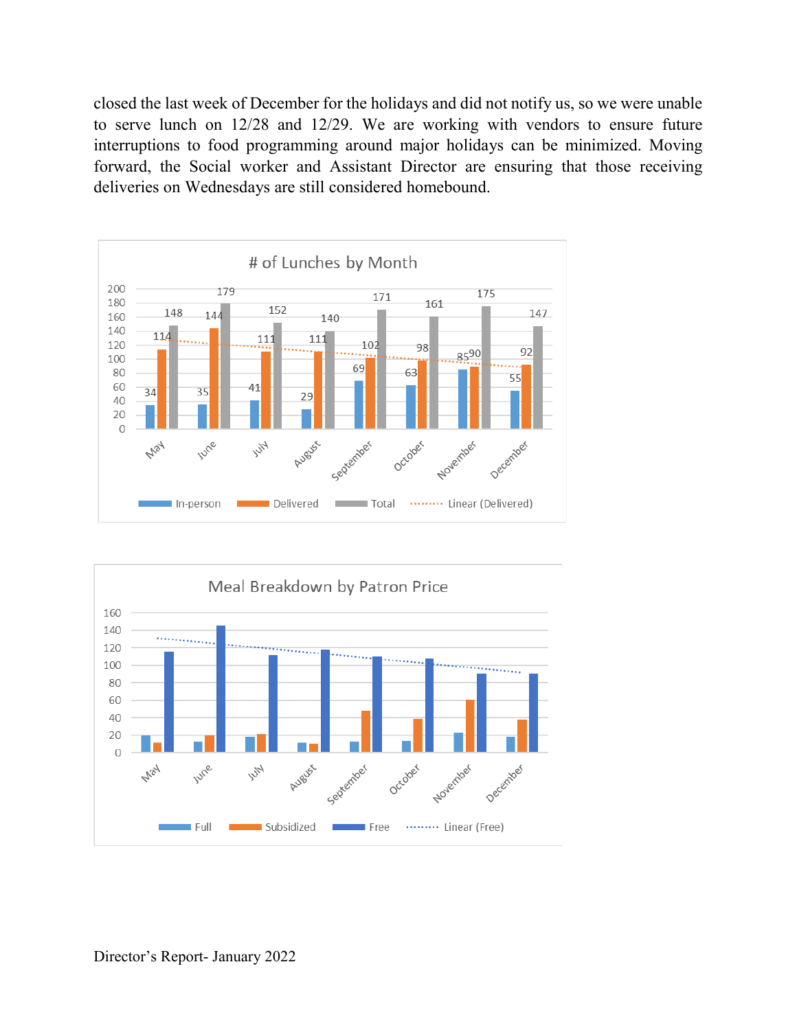closed the last week of December for the holidays and did not notify us, so we were unable to serve lunch on 12/28 and 12/29. We are working with vendors to ensure future interruptions to food programming around major holidays can be minimized. Moving forward, the Social worker and Assistant Director are ensuring that those receiving deliveries on Wednesdays are still considered homebound.

**# of Lunches by Month**

| Month | In-person | Delivered | Total |
|---|---|---|---|
| May | 34 | 114 | 148 |
| June | 35 | 144 | 179 |
| July | 41 | 111 | 152 |
| August | 29 | 111 | 140 |
| September | 69 | 102 | 171 |
| October | 63 | 98 | 161 |
| November | 85 | 90 | 175 |
| December | 55 | 92 | 147 |

In-person, Delivered, Total, Linear (Delivered)

**Meal Breakdown by Patron Price**

Full, Subsidized, Free, Linear (Free)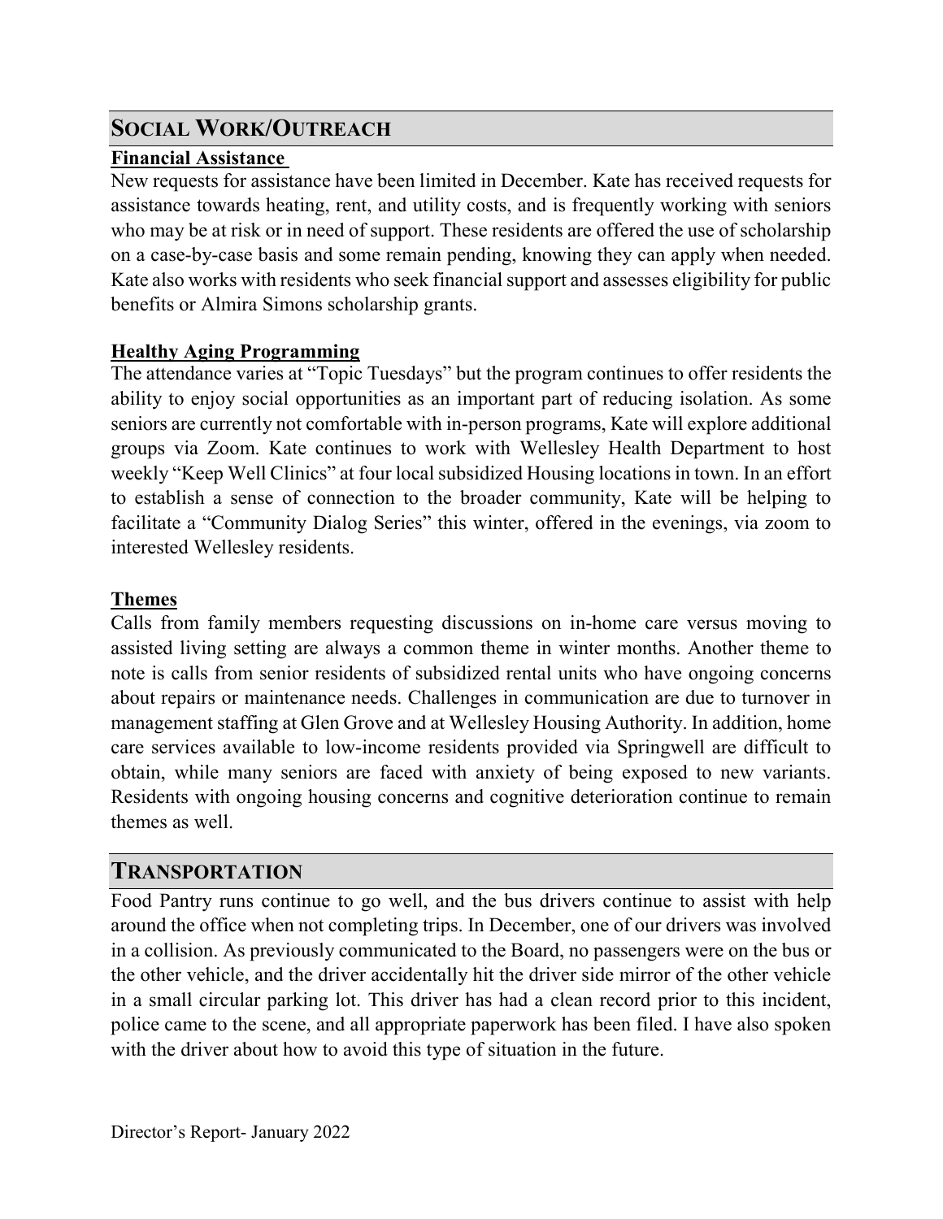## SOCIAL WORK/OUTREACH

### Financial Assistance

New requests for assistance have been limited in December. Kate has received requests for assistance towards heating, rent, and utility costs, and is frequently working with seniors who may be at risk or in need of support. These residents are offered the use of scholarship on a case-by-case basis and some remain pending, knowing they can apply when needed. Kate also works with residents who seek financial support and assesses eligibility for public benefits or Almira Simons scholarship grants.

### Healthy Aging Programming

The attendance varies at "Topic Tuesdays" but the program continues to offer residents the ability to enjoy social opportunities as an important part of reducing isolation. As some seniors are currently not comfortable with in-person programs, Kate will explore additional groups via Zoom. Kate continues to work with Wellesley Health Department to host weekly "Keep Well Clinics" at four local subsidized Housing locations in town. In an effort to establish a sense of connection to the broader community, Kate will be helping to facilitate a "Community Dialog Series" this winter, offered in the evenings, via zoom to interested Wellesley residents.

### Themes

Calls from family members requesting discussions on in-home care versus moving to assisted living setting are always a common theme in winter months. Another theme to note is calls from senior residents of subsidized rental units who have ongoing concerns about repairs or maintenance needs. Challenges in communication are due to turnover in management staffing at Glen Grove and at Wellesley Housing Authority. In addition, home care services available to low-income residents provided via Springwell are difficult to obtain, while many seniors are faced with anxiety of being exposed to new variants. Residents with ongoing housing concerns and cognitive deterioration continue to remain themes as well.

## TRANSPORTATION

Food Pantry runs continue to go well, and the bus drivers continue to assist with help around the office when not completing trips. In December, one of our drivers was involved in a collision. As previously communicated to the Board, no passengers were on the bus or the other vehicle, and the driver accidentally hit the driver side mirror of the other vehicle in a small circular parking lot. This driver has had a clean record prior to this incident, police came to the scene, and all appropriate paperwork has been filed. I have also spoken with the driver about how to avoid this type of situation in the future.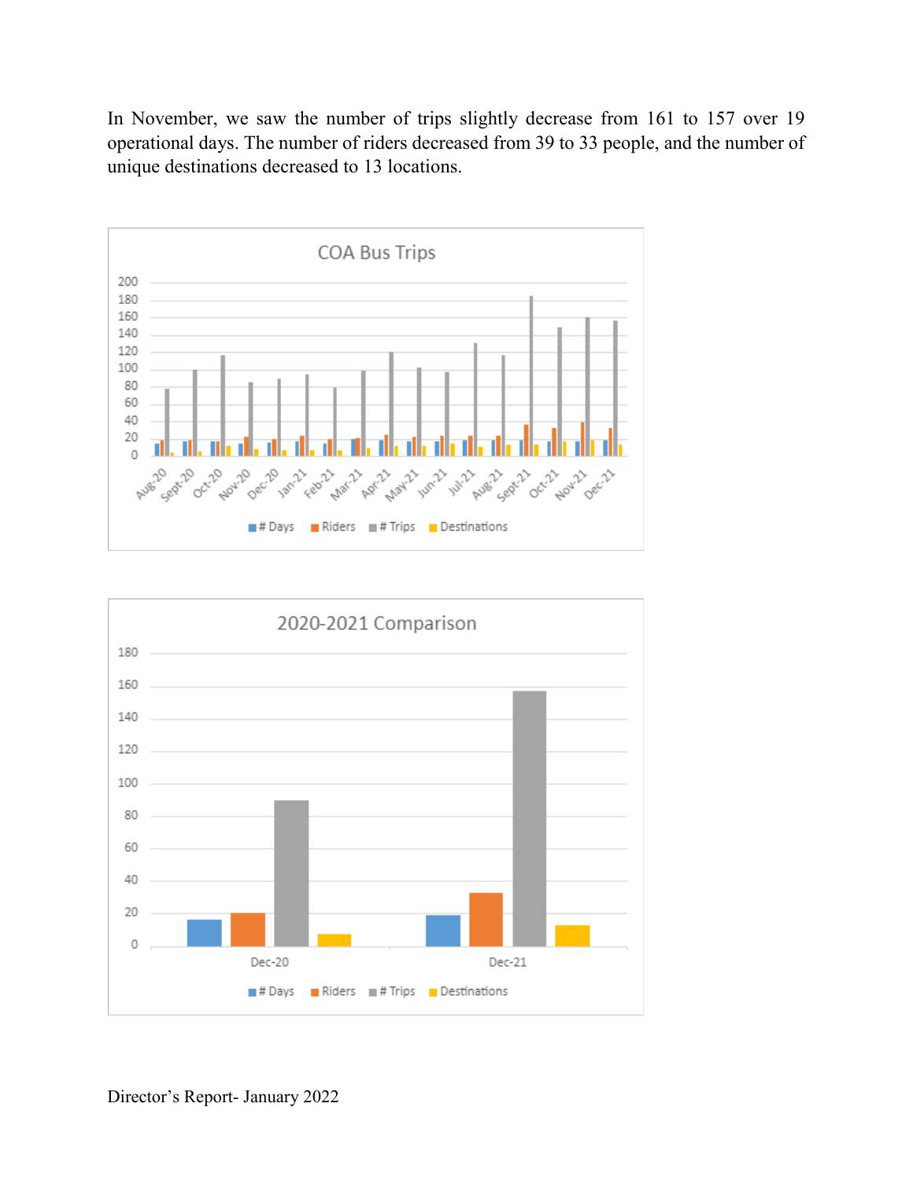In November, we saw the number of trips slightly decrease from 161 to 157 over 19 operational days. The number of riders decreased from 39 to 33 people, and the number of unique destinations decreased to 13 locations.

COA Bus Trips

# Days | Riders | # Trips | Destinations

2020-2021 Comparison

# Days | Riders | # Trips | Destinations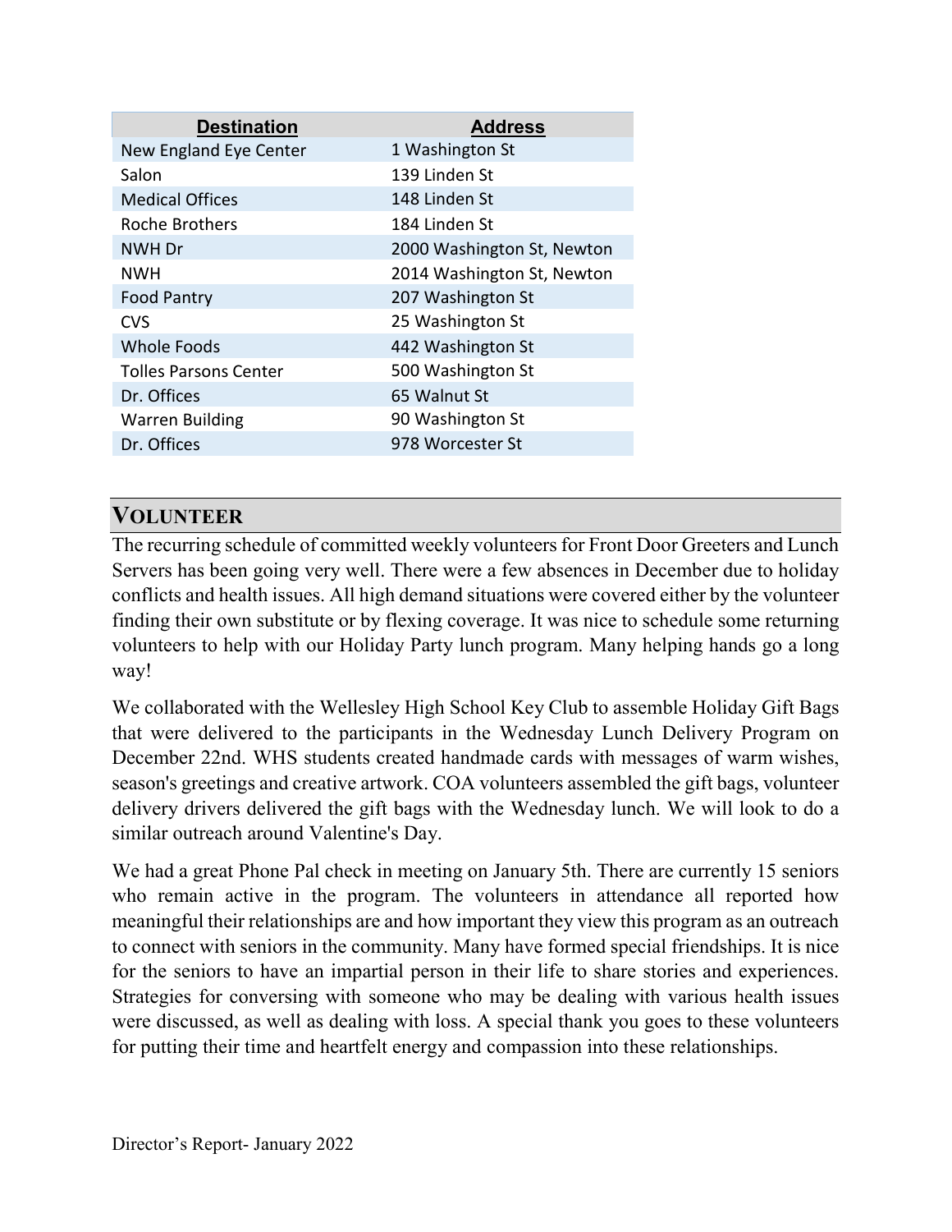| Destination | Address |
|---|---|
| New England Eye Center | 1 Washington St |
| Salon | 139 Linden St |
| Medical Offices | 148 Linden St |
| Roche Brothers | 184 Linden St |
| NWH Dr | 2000 Washington St, Newton |
| NWH | 2014 Washington St, Newton |
| Food Pantry | 207 Washington St |
| CVS | 25 Washington St |
| Whole Foods | 442 Washington St |
| Tolles Parsons Center | 500 Washington St |
| Dr. Offices | 65 Walnut St |
| Warren Building | 90 Washington St |
| Dr. Offices | 978 Worcester St |

## VOLUNTEER

The recurring schedule of committed weekly volunteers for Front Door Greeters and Lunch Servers has been going very well. There were a few absences in December due to holiday conflicts and health issues. All high demand situations were covered either by the volunteer finding their own substitute or by flexing coverage. It was nice to schedule some returning volunteers to help with our Holiday Party lunch program. Many helping hands go a long way!

We collaborated with the Wellesley High School Key Club to assemble Holiday Gift Bags that were delivered to the participants in the Wednesday Lunch Delivery Program on December 22nd. WHS students created handmade cards with messages of warm wishes, season's greetings and creative artwork. COA volunteers assembled the gift bags, volunteer delivery drivers delivered the gift bags with the Wednesday lunch. We will look to do a similar outreach around Valentine's Day.

We had a great Phone Pal check in meeting on January 5th. There are currently 15 seniors who remain active in the program. The volunteers in attendance all reported how meaningful their relationships are and how important they view this program as an outreach to connect with seniors in the community. Many have formed special friendships. It is nice for the seniors to have an impartial person in their life to share stories and experiences. Strategies for conversing with someone who may be dealing with various health issues were discussed, as well as dealing with loss. A special thank you goes to these volunteers for putting their time and heartfelt energy and compassion into these relationships.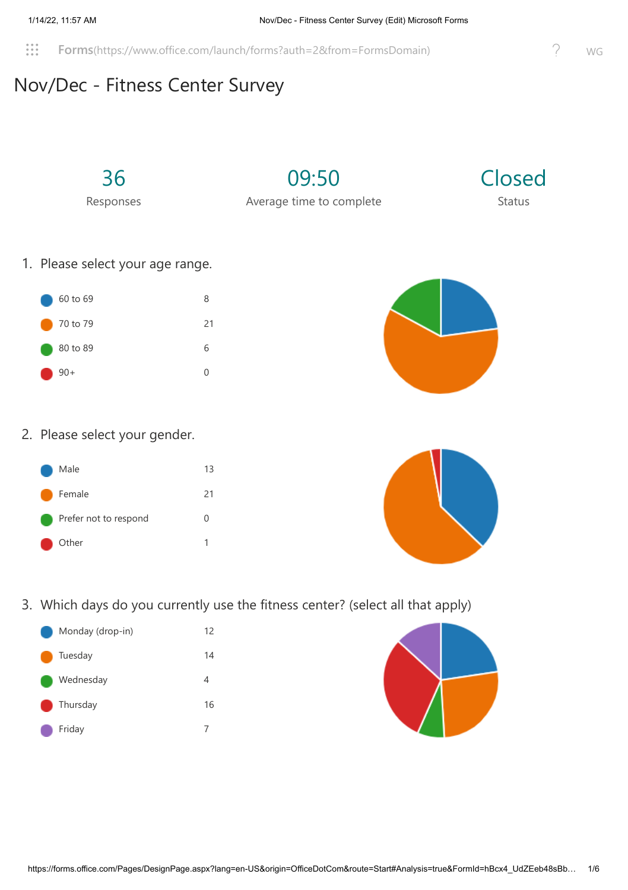# Nov/Dec - Fitness Center Survey

| 36 | 09:50 | Closed |
|---|---|---|
| Responses | Average time to complete | Status |

1. Please select your age range.

| Option | Count |
|---|---|
| 60 to 69 | 8 |
| 70 to 79 | 21 |
| 80 to 89 | 6 |
| 90+ | 0 |

2. Please select your gender.

| Option | Count |
|---|---|
| Male | 13 |
| Female | 21 |
| Prefer not to respond | 0 |
| Other | 1 |

3. Which days do you currently use the fitness center? (select all that apply)

| Option | Count |
|---|---|
| Monday (drop-in) | 12 |
| Tuesday | 14 |
| Wednesday | 4 |
| Thursday | 16 |
| Friday | 7 |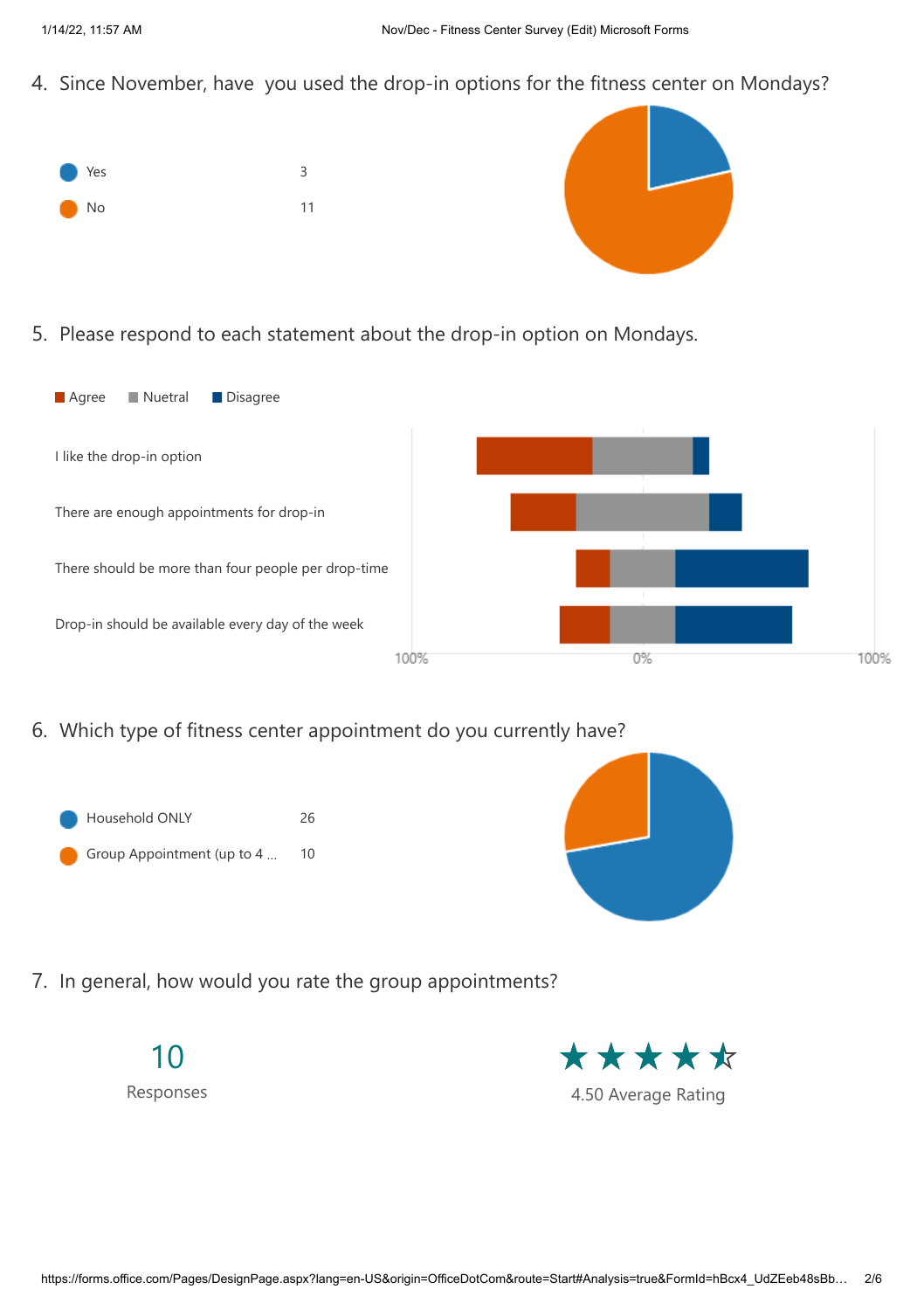4. Since November, have you used the drop-in options for the fitness center on Mondays?

| Option | Count |
|---|---|
| Yes | 3 |
| No | 11 |

5. Please respond to each statement about the drop-in option on Mondays.

Agree | Nuetral | Disagree

I like the drop-in option

There are enough appointments for drop-in

There should be more than four people per drop-time

Drop-in should be available every day of the week

100% 0% 100%

6. Which type of fitness center appointment do you currently have?

| Option | Count |
|---|---|
| Household ONLY | 26 |
| Group Appointment (up to 4 ... | 10 |

7. In general, how would you rate the group appointments?

10

Responses

4.50 Average Rating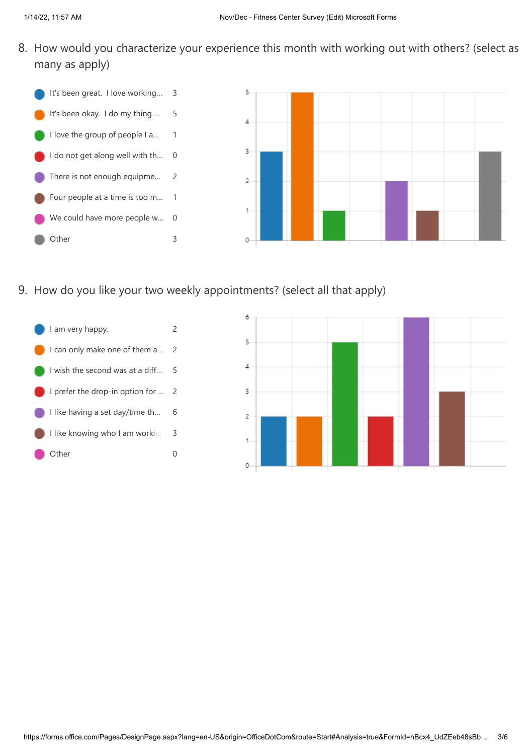8. How would you characterize your experience this month with working out with others? (select as many as apply)

| Option | Count |
|---|---|
| It's been great. I love working... | 3 |
| It's been okay. I do my thing ... | 5 |
| I love the group of people I a... | 1 |
| I do not get along well with th... | 0 |
| There is not enough equipme... | 2 |
| Four people at a time is too m... | 1 |
| We could have more people w... | 0 |
| Other | 3 |

9. How do you like your two weekly appointments? (select all that apply)

| Option | Count |
|---|---|
| I am very happy. | 2 |
| I can only make one of them a... | 2 |
| I wish the second was at a diff... | 5 |
| I prefer the drop-in option for ... | 2 |
| I like having a set day/time th... | 6 |
| I like knowing who I am worki... | 3 |
| Other | 0 |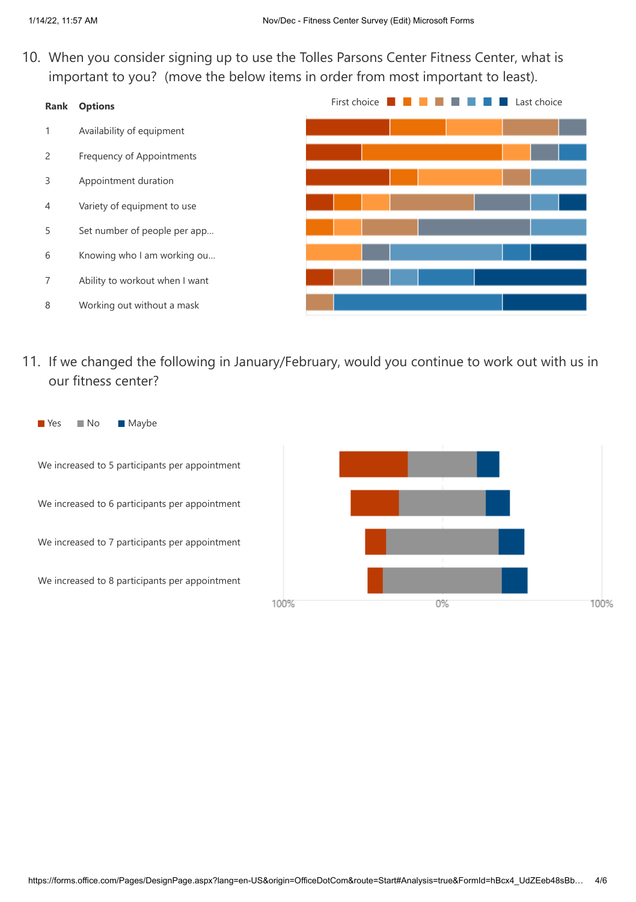10. When you consider signing up to use the Tolles Parsons Center Fitness Center, what is important to you? (move the below items in order from most important to least).

First choice → Last choice

| Rank | Options |
|---|---|
| 1 | Availability of equipment |
| 2 | Frequency of Appointments |
| 3 | Appointment duration |
| 4 | Variety of equipment to use |
| 5 | Set number of people per app... |
| 6 | Knowing who I am working ou... |
| 7 | Ability to workout when I want |
| 8 | Working out without a mask |

11. If we changed the following in January/February, would you continue to work out with us in our fitness center?

Yes / No / Maybe

- We increased to 5 participants per appointment
- We increased to 6 participants per appointment
- We increased to 7 participants per appointment
- We increased to 8 participants per appointment

100% 0% 100%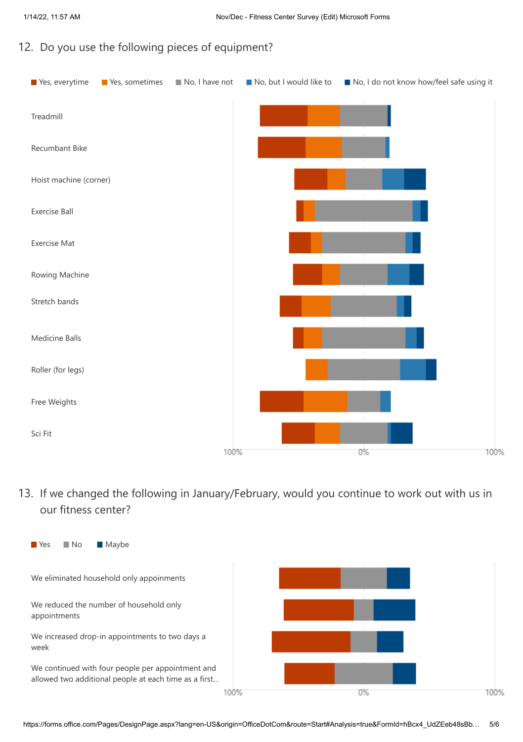12. Do you use the following pieces of equipment?

■ Yes, everytime ■ Yes, sometimes ■ No, I have not ■ No, but I would like to ■ No, I do not know how/feel safe using it

Treadmill

Recumbant Bike

Hoist machine (corner)

Exercise Ball

Exercise Mat

Rowing Machine

Stretch bands

Medicine Balls

Roller (for legs)

Free Weights

Sci Fit

100% 0% 100%

13. If we changed the following in January/February, would you continue to work out with us in our fitness center?

■ Yes ■ No ■ Maybe

We eliminated household only appoinments

We reduced the number of household only appointments

We increased drop-in appointments to two days a week

We continued with four people per appointment and allowed two additional people at each time as a first...

100% 0% 100%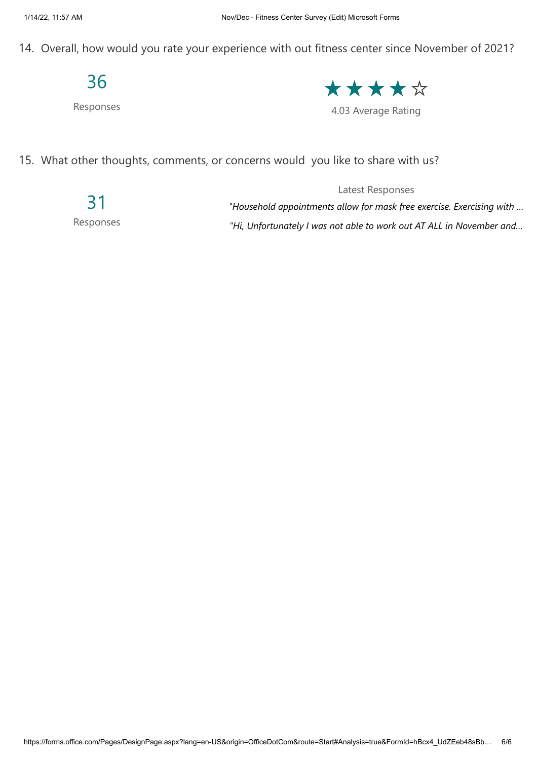14. Overall, how would you rate your experience with out fitness center since November of 2021?

36

Responses

★★★★☆

4.03 Average Rating

15. What other thoughts, comments, or concerns would you like to share with us?

31

Responses

Latest Responses

"*Household appointments allow for mask free exercise. Exercising with ...*

"*Hi, Unfortunately I was not able to work out AT ALL in November and...*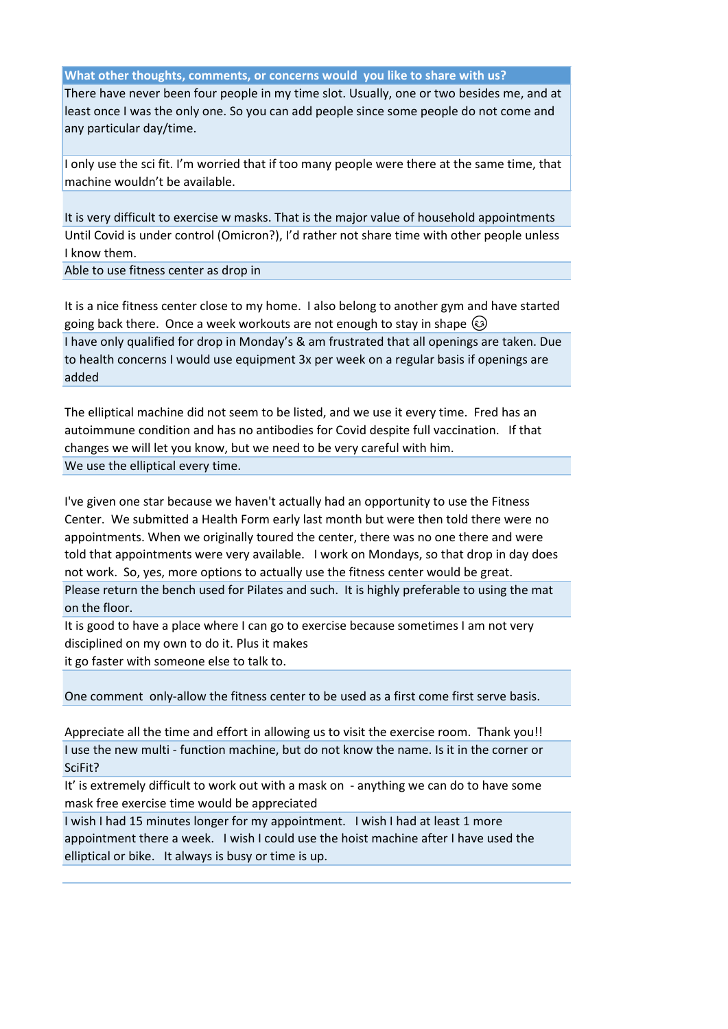| What other thoughts, comments, or concerns would you like to share with us? |
|---|
| There have never been four people in my time slot. Usually, one or two besides me, and at least once I was the only one. So you can add people since some people do not come and any particular day/time. |
| I only use the sci fit. I'm worried that if too many people were there at the same time, that machine wouldn't be available. |
| It is very difficult to exercise w masks. That is the major value of household appointments |
| Until Covid is under control (Omicron?), I'd rather not share time with other people unless I know them. |
| Able to use fitness center as drop in |
| It is a nice fitness center close to my home. I also belong to another gym and have started going back there. Once a week workouts are not enough to stay in shape ☺ |
| I have only qualified for drop in Monday's & am frustrated that all openings are taken. Due to health concerns I would use equipment 3x per week on a regular basis if openings are added |
| The elliptical machine did not seem to be listed, and we use it every time. Fred has an autoimmune condition and has no antibodies for Covid despite full vaccination. If that changes we will let you know, but we need to be very careful with him. |
| We use the elliptical every time. |
| I've given one star because we haven't actually had an opportunity to use the Fitness Center. We submitted a Health Form early last month but were then told there were no appointments. When we originally toured the center, there was no one there and were told that appointments were very available. I work on Mondays, so that drop in day does not work. So, yes, more options to actually use the fitness center would be great. |
| Please return the bench used for Pilates and such. It is highly preferable to using the mat on the floor. |
| It is good to have a place where I can go to exercise because sometimes I am not very disciplined on my own to do it. Plus it makes it go faster with someone else to talk to. |
| One comment only-allow the fitness center to be used as a first come first serve basis. |
| Appreciate all the time and effort in allowing us to visit the exercise room. Thank you!! |
| I use the new multi - function machine, but do not know the name. Is it in the corner or SciFit? |
| It' is extremely difficult to work out with a mask on - anything we can do to have some mask free exercise time would be appreciated |
| I wish I had 15 minutes longer for my appointment. I wish I had at least 1 more appointment there a week. I wish I could use the hoist machine after I have used the elliptical or bike. It always is busy or time is up. |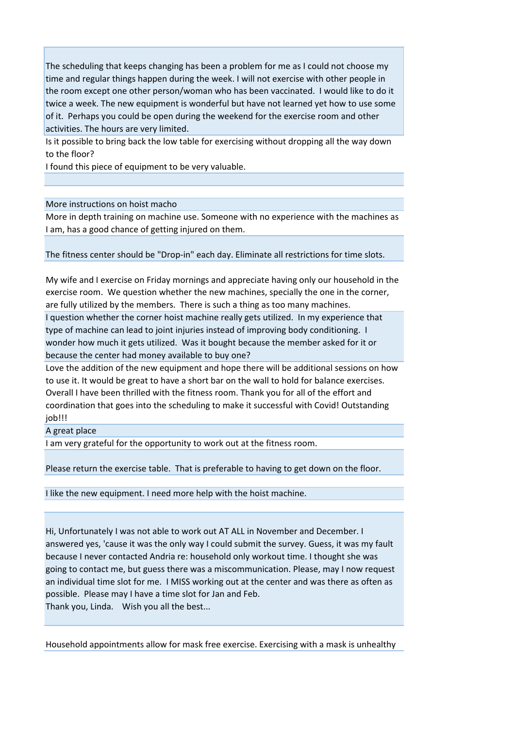The scheduling that keeps changing has been a problem for me as I could not choose my time and regular things happen during the week. I will not exercise with other people in the room except one other person/woman who has been vaccinated. I would like to do it twice a week. The new equipment is wonderful but have not learned yet how to use some of it. Perhaps you could be open during the weekend for the exercise room and other activities. The hours are very limited.

Is it possible to bring back the low table for exercising without dropping all the way down to the floor?
I found this piece of equipment to be very valuable.

More instructions on hoist macho

More in depth training on machine use. Someone with no experience with the machines as I am, has a good chance of getting injured on them.

The fitness center should be "Drop-in" each day. Eliminate all restrictions for time slots.

My wife and I exercise on Friday mornings and appreciate having only our household in the exercise room. We question whether the new machines, specially the one in the corner, are fully utilized by the members. There is such a thing as too many machines.

I question whether the corner hoist machine really gets utilized. In my experience that type of machine can lead to joint injuries instead of improving body conditioning. I wonder how much it gets utilized. Was it bought because the member asked for it or because the center had money available to buy one?

Love the addition of the new equipment and hope there will be additional sessions on how to use it. It would be great to have a short bar on the wall to hold for balance exercises. Overall I have been thrilled with the fitness room. Thank you for all of the effort and coordination that goes into the scheduling to make it successful with Covid! Outstanding job!!!

A great place

I am very grateful for the opportunity to work out at the fitness room.

Please return the exercise table. That is preferable to having to get down on the floor.

I like the new equipment. I need more help with the hoist machine.

Hi, Unfortunately I was not able to work out AT ALL in November and December. I answered yes, 'cause it was the only way I could submit the survey. Guess, it was my fault because I never contacted Andria re: household only workout time. I thought she was going to contact me, but guess there was a miscommunication. Please, may I now request an individual time slot for me. I MISS working out at the center and was there as often as possible. Please may I have a time slot for Jan and Feb.
Thank you, Linda. Wish you all the best...

Household appointments allow for mask free exercise. Exercising with a mask is unhealthy